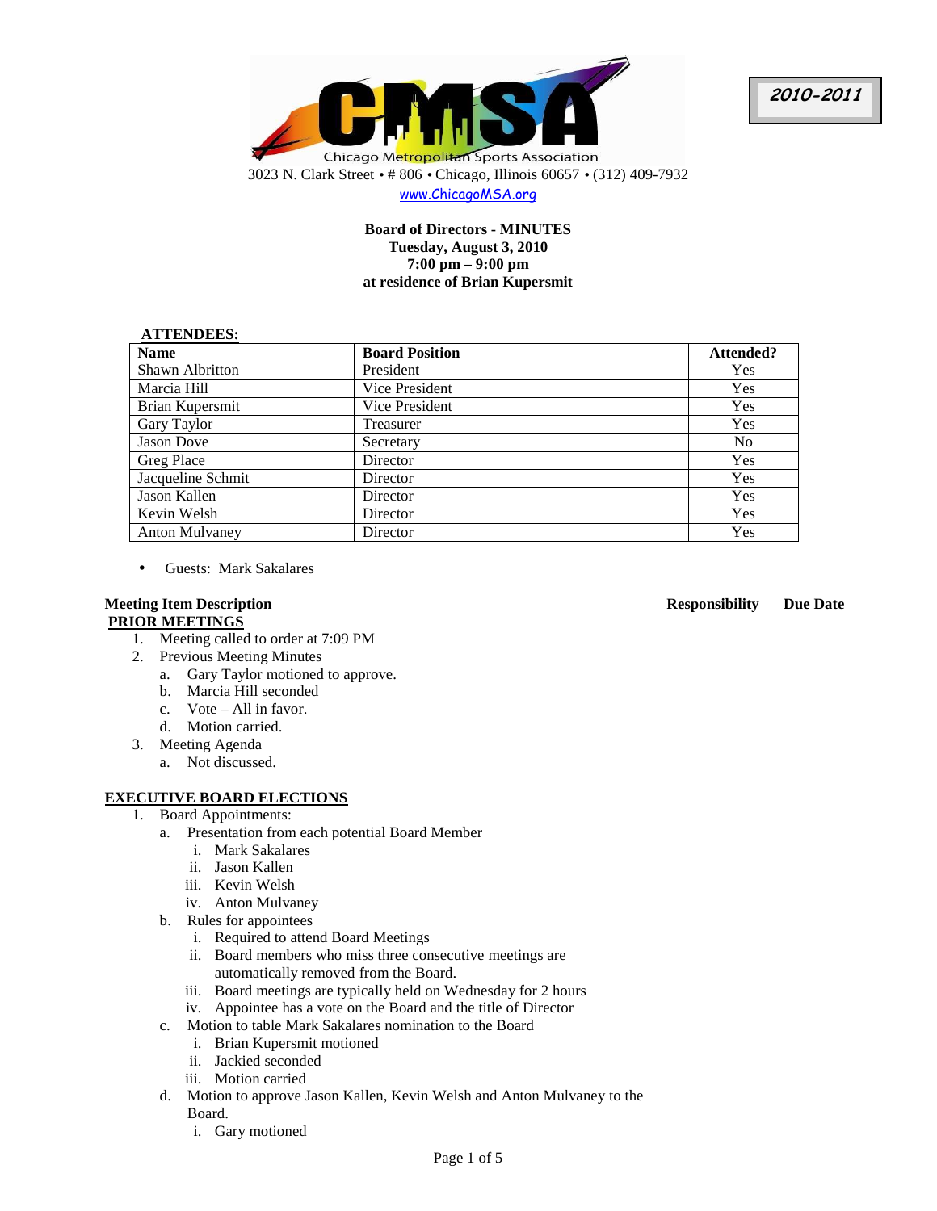**2010-2011**

CMSA

Chicago Metropolitan Sports Association

3023 N. Clark Street • # 806 • Chicago, Illinois 60657 • (312) 409-7932

www.ChicagoMSA.org

**Board of Directors - MINUTES**
**Tuesday, August 3, 2010**
**7:00 pm – 9:00 pm**
**at residence of Brian Kupersmit**

**ATTENDEES:**

| Name | Board Position | Attended? |
|---|---|---|
| Shawn Albritton | President | Yes |
| Marcia Hill | Vice President | Yes |
| Brian Kupersmit | Vice President | Yes |
| Gary Taylor | Treasurer | Yes |
| Jason Dove | Secretary | No |
| Greg Place | Director | Yes |
| Jacqueline Schmit | Director | Yes |
| Jason Kallen | Director | Yes |
| Kevin Welsh | Director | Yes |
| Anton Mulvaney | Director | Yes |

- Guests: Mark Sakalares

**Meeting Item Description** **Responsibility** **Due Date**

**PRIOR MEETINGS**

1. Meeting called to order at 7:09 PM
2. Previous Meeting Minutes
   a. Gary Taylor motioned to approve.
   b. Marcia Hill seconded
   c. Vote – All in favor.
   d. Motion carried.
3. Meeting Agenda
   a. Not discussed.

**EXECUTIVE BOARD ELECTIONS**

1. Board Appointments:
   a. Presentation from each potential Board Member
      i. Mark Sakalares
      ii. Jason Kallen
      iii. Kevin Welsh
      iv. Anton Mulvaney
   b. Rules for appointees
      i. Required to attend Board Meetings
      ii. Board members who miss three consecutive meetings are automatically removed from the Board.
      iii. Board meetings are typically held on Wednesday for 2 hours
      iv. Appointee has a vote on the Board and the title of Director
   c. Motion to table Mark Sakalares nomination to the Board
      i. Brian Kupersmit motioned
      ii. Jackied seconded
      iii. Motion carried
   d. Motion to approve Jason Kallen, Kevin Welsh and Anton Mulvaney to the Board.
      i. Gary motioned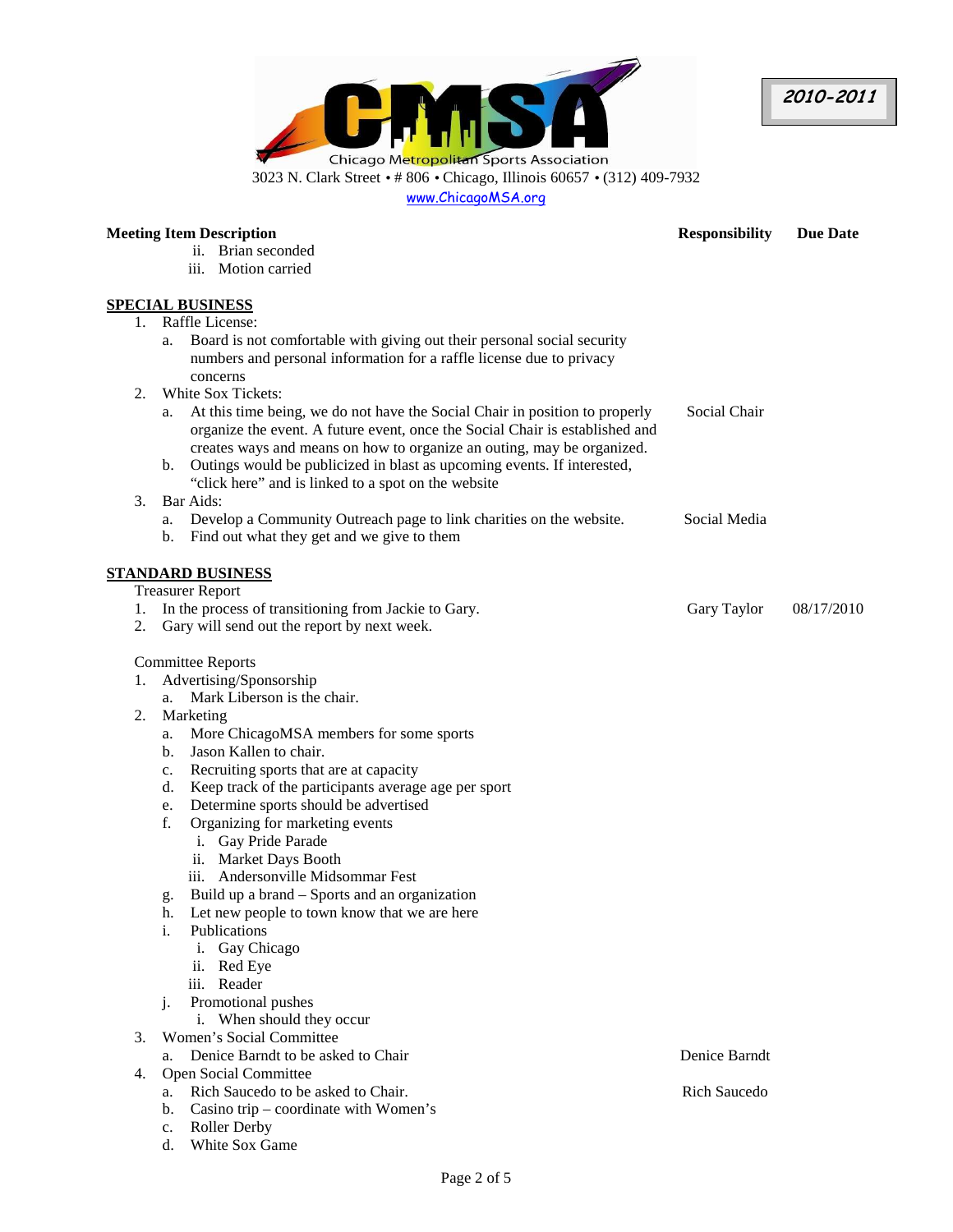CMSA
Chicago Metropolitan Sports Association
3023 N. Clark Street • # 806 • Chicago, Illinois 60657 • (312) 409-7932
www.ChicagoMSA.org

**2010-2011**

| Meeting Item Description | Responsibility | Due Date |
|---|---|---|
| ii. Brian seconded | | |
| iii. Motion carried | | |
| **SPECIAL BUSINESS** | | |
| 1. Raffle License: | | |
| a. Board is not comfortable with giving out their personal social security numbers and personal information for a raffle license due to privacy concerns | | |
| 2. White Sox Tickets: | | |
| a. At this time being, we do not have the Social Chair in position to properly organize the event. A future event, once the Social Chair is established and creates ways and means on how to organize an outing, may be organized. | Social Chair | |
| b. Outings would be publicized in blast as upcoming events. If interested, "click here" and is linked to a spot on the website | | |
| 3. Bar Aids: | | |
| a. Develop a Community Outreach page to link charities on the website. | Social Media | |
| b. Find out what they get and we give to them | | |
| **STANDARD BUSINESS** | | |
| Treasurer Report | | |
| 1. In the process of transitioning from Jackie to Gary. | Gary Taylor | 08/17/2010 |
| 2. Gary will send out the report by next week. | | |
| Committee Reports | | |
| 1. Advertising/Sponsorship | | |
| a. Mark Liberson is the chair. | | |
| 2. Marketing | | |
| a. More ChicagoMSA members for some sports | | |
| b. Jason Kallen to chair. | | |
| c. Recruiting sports that are at capacity | | |
| d. Keep track of the participants average age per sport | | |
| e. Determine sports should be advertised | | |
| f. Organizing for marketing events | | |
| i. Gay Pride Parade | | |
| ii. Market Days Booth | | |
| iii. Andersonville Midsommar Fest | | |
| g. Build up a brand – Sports and an organization | | |
| h. Let new people to town know that we are here | | |
| i. Publications | | |
| i. Gay Chicago | | |
| ii. Red Eye | | |
| iii. Reader | | |
| j. Promotional pushes | | |
| i. When should they occur | | |
| 3. Women's Social Committee | | |
| a. Denice Barndt to be asked to Chair | Denice Barndt | |
| 4. Open Social Committee | | |
| a. Rich Saucedo to be asked to Chair. | Rich Saucedo | |
| b. Casino trip – coordinate with Women's | | |
| c. Roller Derby | | |
| d. White Sox Game | | |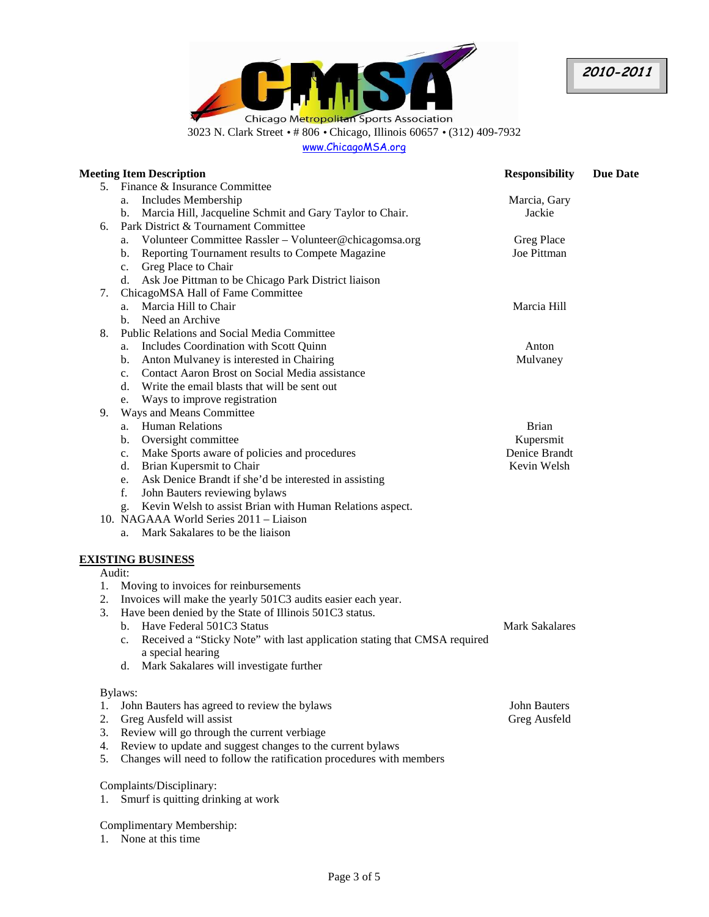Chicago Metropolitan Sports Association

3023 N. Clark Street • # 806 • Chicago, Illinois 60657 • (312) 409-7932

www.ChicagoMSA.org

**2010-2011**

| Meeting Item Description | Responsibility | Due Date |
|---|---|---|
| 5. Finance & Insurance Committee | | |
| a. Includes Membership | Marcia, Gary | |
| b. Marcia Hill, Jacqueline Schmit and Gary Taylor to Chair. | Jackie | |
| 6. Park District & Tournament Committee | | |
| a. Volunteer Committee Rassler – Volunteer@chicagomsa.org | Greg Place | |
| b. Reporting Tournament results to Compete Magazine | Joe Pittman | |
| c. Greg Place to Chair | | |
| d. Ask Joe Pittman to be Chicago Park District liaison | | |
| 7. ChicagoMSA Hall of Fame Committee | | |
| a. Marcia Hill to Chair | Marcia Hill | |
| b. Need an Archive | | |
| 8. Public Relations and Social Media Committee | | |
| a. Includes Coordination with Scott Quinn | Anton | |
| b. Anton Mulvaney is interested in Chairing | Mulvaney | |
| c. Contact Aaron Brost on Social Media assistance | | |
| d. Write the email blasts that will be sent out | | |
| e. Ways to improve registration | | |
| 9. Ways and Means Committee | | |
| a. Human Relations | Brian | |
| b. Oversight committee | Kupersmit | |
| c. Make Sports aware of policies and procedures | Denice Brandt | |
| d. Brian Kupersmit to Chair | Kevin Welsh | |
| e. Ask Denice Brandt if she'd be interested in assisting | | |
| f. John Bauters reviewing bylaws | | |
| g. Kevin Welsh to assist Brian with Human Relations aspect. | | |
| 10. NAGAAA World Series 2011 – Liaison | | |
| a. Mark Sakalares to be the liaison | | |

**EXISTING BUSINESS**

Audit:

1. Moving to invoices for reimbursements
2. Invoices will make the yearly 501C3 audits easier each year.
3. Have been denied by the State of Illinois 501C3 status.
   b. Have Federal 501C3 Status — Mark Sakalares
   c. Received a "Sticky Note" with last application stating that CMSA required a special hearing
   d. Mark Sakalares will investigate further

Bylaws:

1. John Bauters has agreed to review the bylaws — John Bauters
2. Greg Ausfeld will assist — Greg Ausfeld
3. Review will go through the current verbiage
4. Review to update and suggest changes to the current bylaws
5. Changes will need to follow the ratification procedures with members

Complaints/Disciplinary:

1. Smurf is quitting drinking at work

Complimentary Membership:

1. None at this time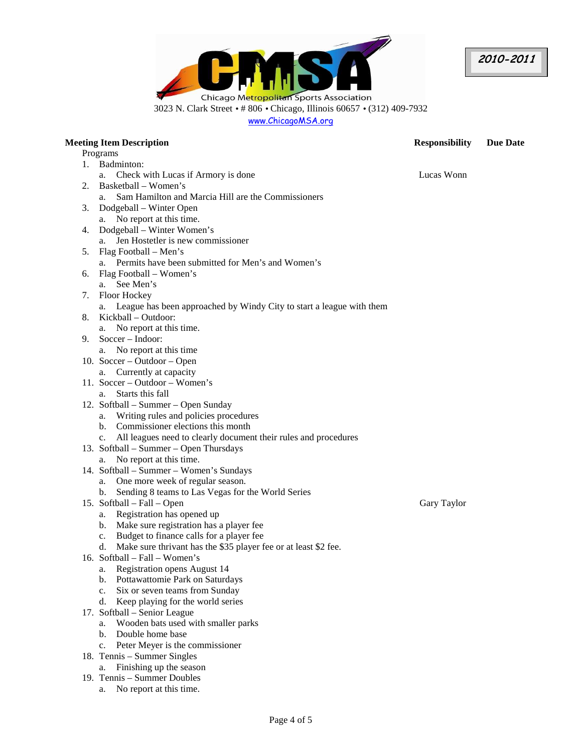**CMSA**

Chicago Metropolitan Sports Association

3023 N. Clark Street • # 806 • Chicago, Illinois 60657 • (312) 409-7932

www.ChicagoMSA.org

***2010-2011***

| Meeting Item Description | Responsibility | Due Date |
|---|---|---|
| Programs | | |
| 1. Badminton: | | |
| a. Check with Lucas if Armory is done | Lucas Wonn | |
| 2. Basketball – Women's | | |
| a. Sam Hamilton and Marcia Hill are the Commissioners | | |
| 3. Dodgeball – Winter Open | | |
| a. No report at this time. | | |
| 4. Dodgeball – Winter Women's | | |
| a. Jen Hostetler is new commissioner | | |
| 5. Flag Football – Men's | | |
| a. Permits have been submitted for Men's and Women's | | |
| 6. Flag Football – Women's | | |
| a. See Men's | | |
| 7. Floor Hockey | | |
| a. League has been approached by Windy City to start a league with them | | |
| 8. Kickball – Outdoor: | | |
| a. No report at this time. | | |
| 9. Soccer – Indoor: | | |
| a. No report at this time | | |
| 10. Soccer – Outdoor – Open | | |
| a. Currently at capacity | | |
| 11. Soccer – Outdoor – Women's | | |
| a. Starts this fall | | |
| 12. Softball – Summer – Open Sunday | | |
| a. Writing rules and policies procedures | | |
| b. Commissioner elections this month | | |
| c. All leagues need to clearly document their rules and procedures | | |
| 13. Softball – Summer – Open Thursdays | | |
| a. No report at this time. | | |
| 14. Softball – Summer – Women's Sundays | | |
| a. One more week of regular season. | | |
| b. Sending 8 teams to Las Vegas for the World Series | | |
| 15. Softball – Fall – Open | Gary Taylor | |
| a. Registration has opened up | | |
| b. Make sure registration has a player fee | | |
| c. Budget to finance calls for a player fee | | |
| d. Make sure thrivant has the $35 player fee or at least $2 fee. | | |
| 16. Softball – Fall – Women's | | |
| a. Registration opens August 14 | | |
| b. Pottawattomie Park on Saturdays | | |
| c. Six or seven teams from Sunday | | |
| d. Keep playing for the world series | | |
| 17. Softball – Senior League | | |
| a. Wooden bats used with smaller parks | | |
| b. Double home base | | |
| c. Peter Meyer is the commissioner | | |
| 18. Tennis – Summer Singles | | |
| a. Finishing up the season | | |
| 19. Tennis – Summer Doubles | | |
| a. No report at this time. | | |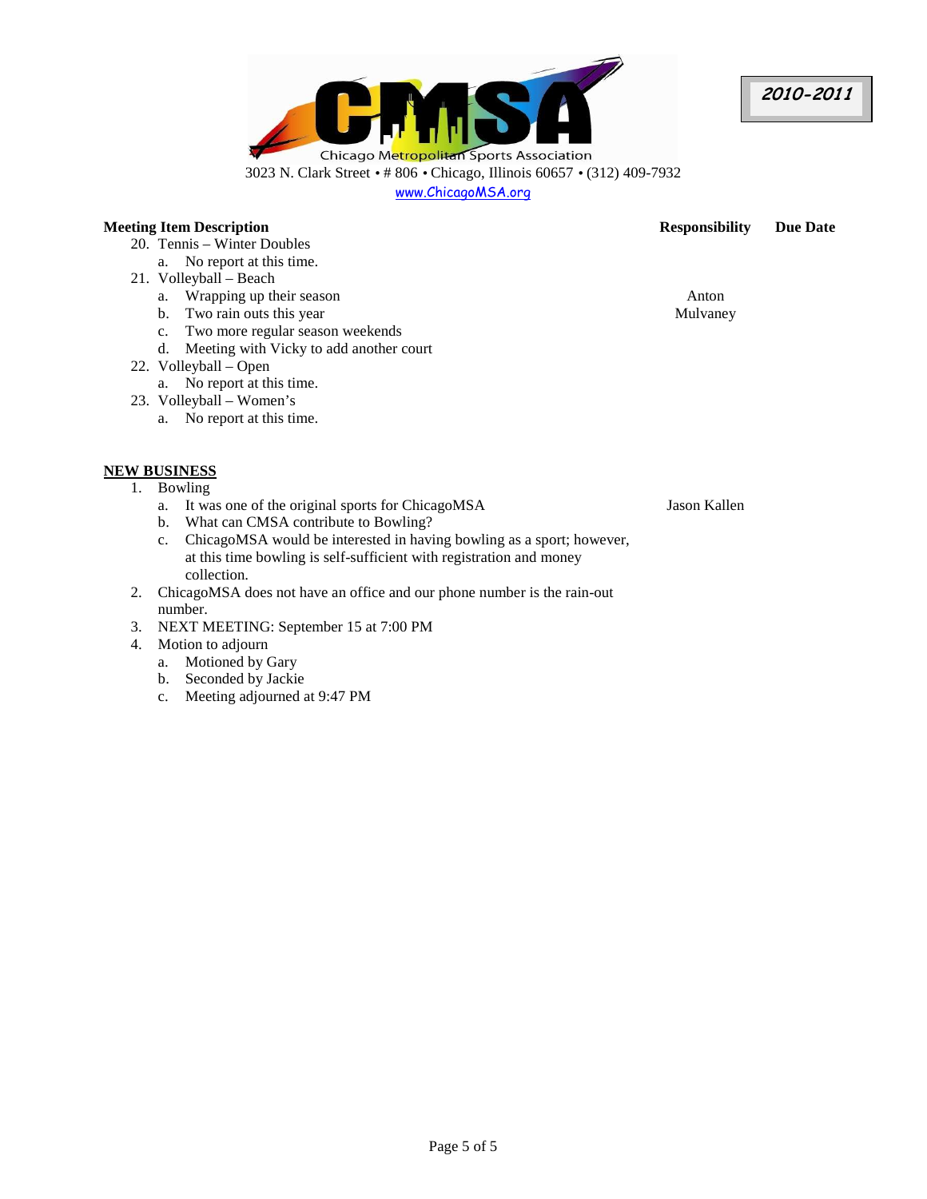Chicago Metropolitan Sports Association
3023 N. Clark Street • # 806 • Chicago, Illinois 60657 • (312) 409-7932
www.ChicagoMSA.org

**2010-2011**

| Meeting Item Description | Responsibility | Due Date |
|---|---|---|
| 20. Tennis – Winter Doubles | | |
| a. No report at this time. | | |
| 21. Volleyball – Beach | | |
| a. Wrapping up their season | Anton Mulvaney | |
| b. Two rain outs this year | | |
| c. Two more regular season weekends | | |
| d. Meeting with Vicky to add another court | | |
| 22. Volleyball – Open | | |
| a. No report at this time. | | |
| 23. Volleyball – Women's | | |
| a. No report at this time. | | |

## NEW BUSINESS

1. Bowling *(Responsibility: Jason Kallen)*
   a. It was one of the original sports for ChicagoMSA
   b. What can CMSA contribute to Bowling?
   c. ChicagoMSA would be interested in having bowling as a sport; however, at this time bowling is self-sufficient with registration and money collection.
2. ChicagoMSA does not have an office and our phone number is the rain-out number.
3. NEXT MEETING: September 15 at 7:00 PM
4. Motion to adjourn
   a. Motioned by Gary
   b. Seconded by Jackie
   c. Meeting adjourned at 9:47 PM